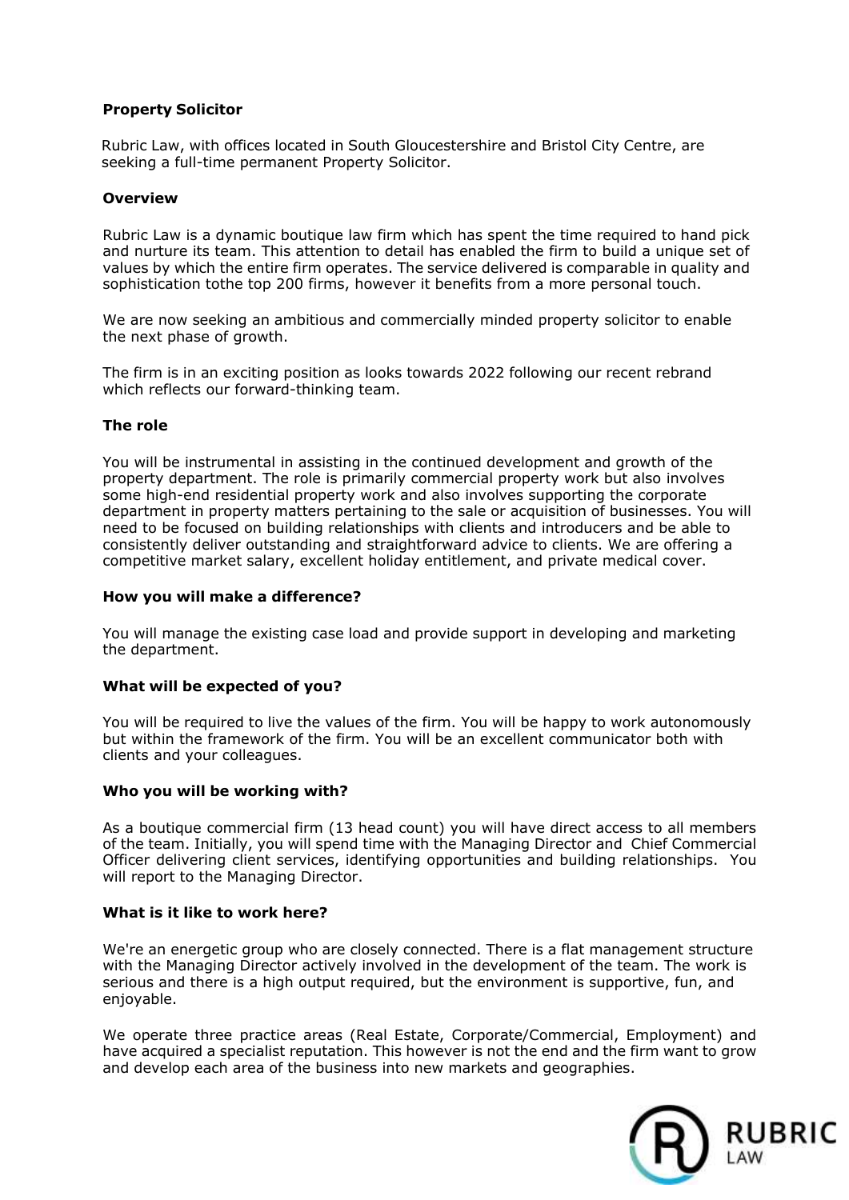**Property Solicitor**

Rubric Law, with offices located in South Gloucestershire and Bristol City Centre, are seeking a full-time permanent Property Solicitor.

**Overview**

Rubric Law is a dynamic boutique law firm which has spent the time required to hand pick and nurture its team. This attention to detail has enabled the firm to build a unique set of values by which the entire firm operates. The service delivered is comparable in quality and sophistication tothe top 200 firms, however it benefits from a more personal touch.

We are now seeking an ambitious and commercially minded property solicitor to enable the next phase of growth.

The firm is in an exciting position as looks towards 2022 following our recent rebrand which reflects our forward-thinking team.

**The role**

You will be instrumental in assisting in the continued development and growth of the property department. The role is primarily commercial property work but also involves some high-end residential property work and also involves supporting the corporate department in property matters pertaining to the sale or acquisition of businesses. You will need to be focused on building relationships with clients and introducers and be able to consistently deliver outstanding and straightforward advice to clients. We are offering a competitive market salary, excellent holiday entitlement, and private medical cover.

**How you will make a difference?**

You will manage the existing case load and provide support in developing and marketing the department.

**What will be expected of you?**

You will be required to live the values of the firm. You will be happy to work autonomously but within the framework of the firm. You will be an excellent communicator both with clients and your colleagues.

**Who you will be working with?**

As a boutique commercial firm (13 head count) you will have direct access to all members of the team. Initially, you will spend time with the Managing Director and Chief Commercial Officer delivering client services, identifying opportunities and building relationships. You will report to the Managing Director.

**What is it like to work here?**

We're an energetic group who are closely connected. There is a flat management structure with the Managing Director actively involved in the development of the team. The work is serious and there is a high output required, but the environment is supportive, fun, and enjoyable.

We operate three practice areas (Real Estate, Corporate/Commercial, Employment) and have acquired a specialist reputation. This however is not the end and the firm want to grow and develop each area of the business into new markets and geographies.

RUBRIC LAW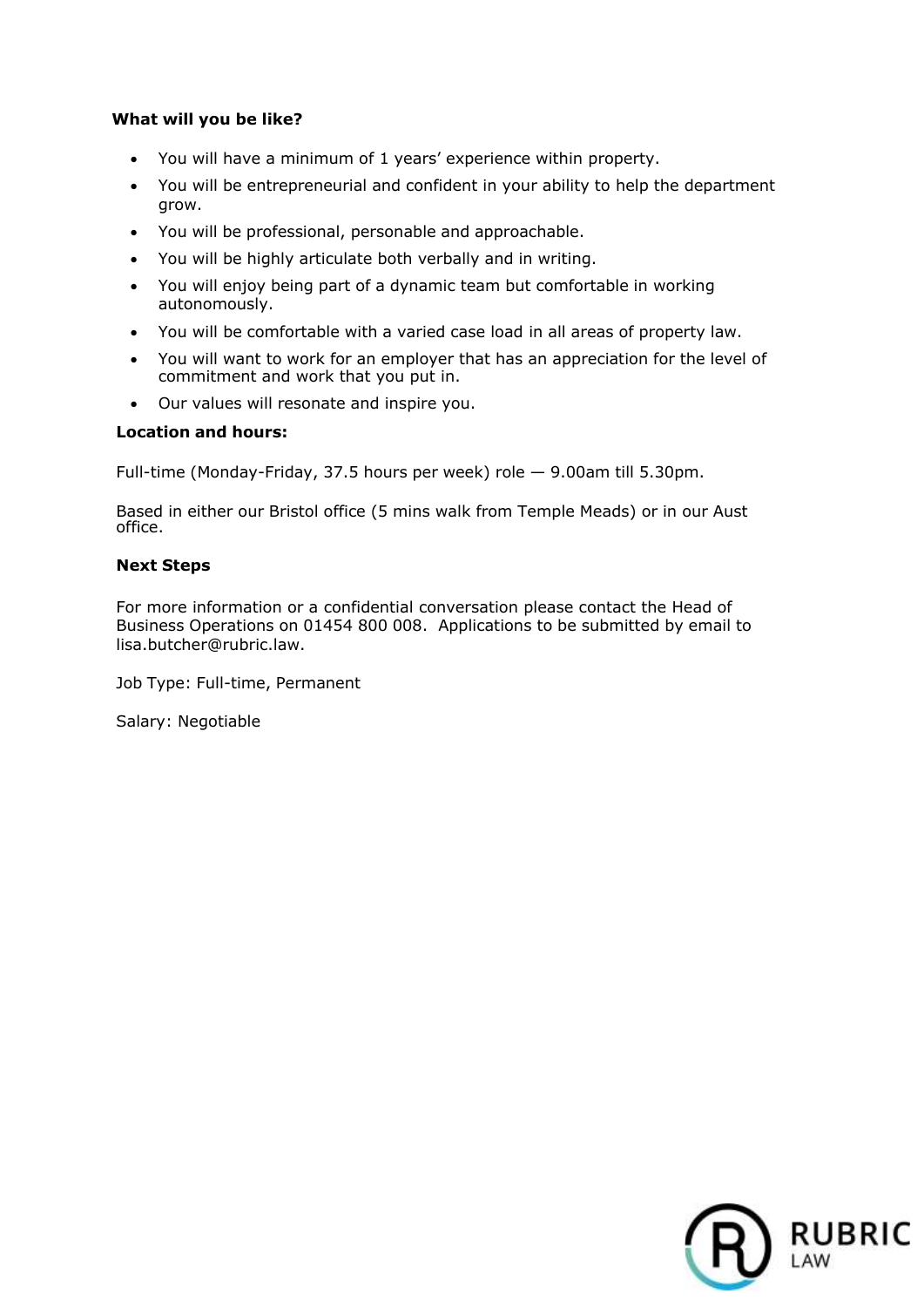**What will you be like?**

- You will have a minimum of 1 years' experience within property.
- You will be entrepreneurial and confident in your ability to help the department grow.
- You will be professional, personable and approachable.
- You will be highly articulate both verbally and in writing.
- You will enjoy being part of a dynamic team but comfortable in working autonomously.
- You will be comfortable with a varied case load in all areas of property law.
- You will want to work for an employer that has an appreciation for the level of commitment and work that you put in.
- Our values will resonate and inspire you.

**Location and hours:**

Full-time (Monday-Friday, 37.5 hours per week) role — 9.00am till 5.30pm.

Based in either our Bristol office (5 mins walk from Temple Meads) or in our Aust office.

**Next Steps**

For more information or a confidential conversation please contact the Head of Business Operations on 01454 800 008. Applications to be submitted by email to lisa.butcher@rubric.law.

Job Type: Full-time, Permanent

Salary: Negotiable

RUBRIC LAW